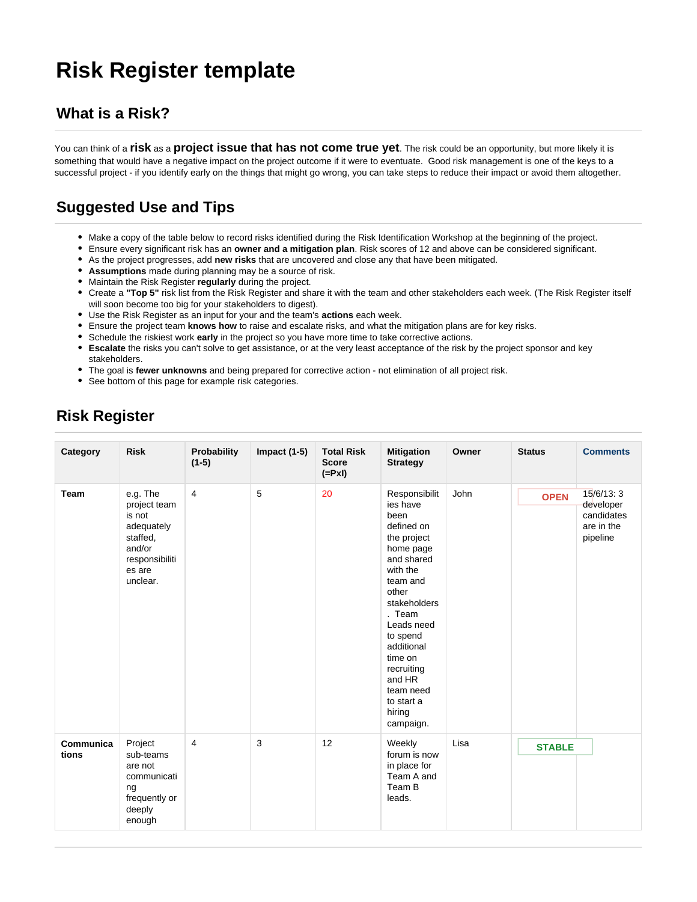# Risk Register template

## What is a Risk?

You can think of a **risk** as a **project issue that has not come true yet**. The risk could be an opportunity, but more likely it is something that would have a negative impact on the project outcome if it were to eventuate. Good risk management is one of the keys to a successful project - if you identify early on the things that might go wrong, you can take steps to reduce their impact or avoid them altogether.

## Suggested Use and Tips

- Make a copy of the table below to record risks identified during the Risk Identification Workshop at the beginning of the project.
- Ensure every significant risk has an **owner and a mitigation plan**. Risk scores of 12 and above can be considered significant.
- As the project progresses, add **new risks** that are uncovered and close any that have been mitigated.
- **Assumptions** made during planning may be a source of risk.
- Maintain the Risk Register **regularly** during the project.
- Create a **"Top 5"** risk list from the Risk Register and share it with the team and other stakeholders each week. (The Risk Register itself will soon become too big for your stakeholders to digest).
- Use the Risk Register as an input for your and the team's **actions** each week.
- Ensure the project team **knows how** to raise and escalate risks, and what the mitigation plans are for key risks.
- Schedule the riskiest work **early** in the project so you have more time to take corrective actions.
- **Escalate** the risks you can't solve to get assistance, or at the very least acceptance of the risk by the project sponsor and key stakeholders.
- The goal is **fewer unknowns** and being prepared for corrective action - not elimination of all project risk.
- See bottom of this page for example risk categories.

## Risk Register

| Category | Risk | Probability (1-5) | Impact (1-5) | Total Risk Score (=PxI) | Mitigation Strategy | Owner | Status | Comments |
|---|---|---|---|---|---|---|---|---|
| **Team** | e.g. The project team is not adequately staffed, and/or responsibilities are unclear. | 4 | 5 | 20 | Responsibilities have been defined on the project home page and shared with the team and other stakeholders. Team Leads need to spend additional time on recruiting and HR team need to start a hiring campaign. | John | OPEN | 15/6/13: 3 developer candidates are in the pipeline |
| **Communications** | Project sub-teams are not communicating frequently or deeply enough | 4 | 3 | 12 | Weekly forum is now in place for Team A and Team B leads. | Lisa | STABLE | |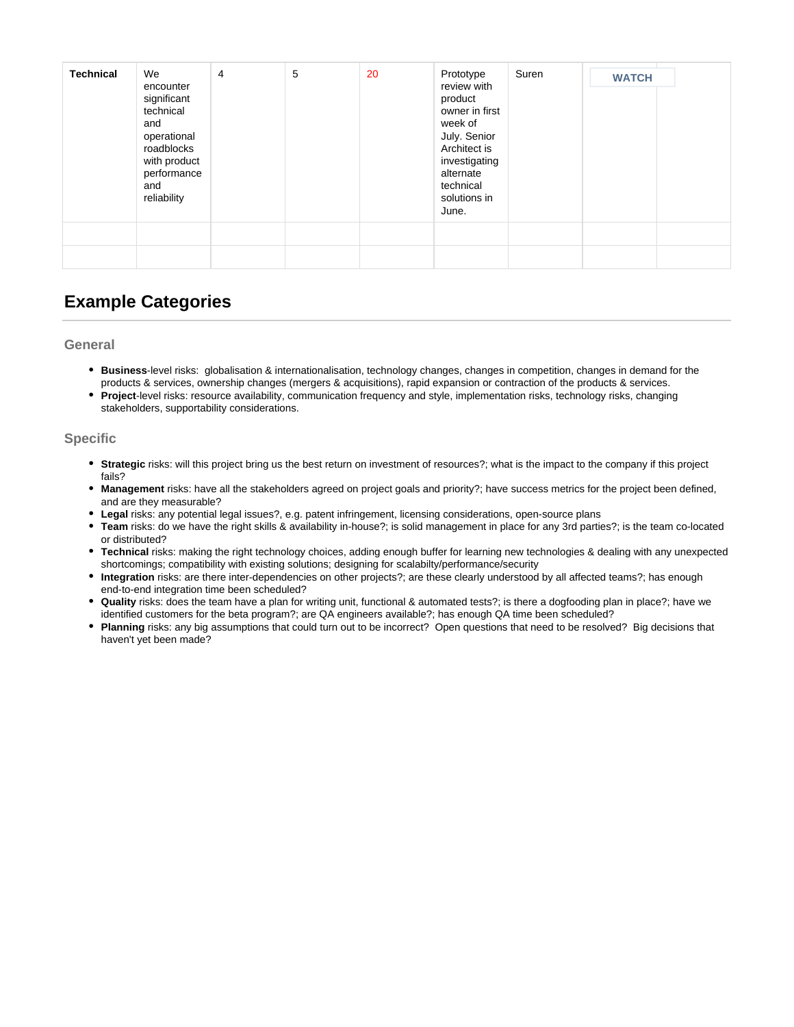| | | | | | | | | |
|---|---|---|---|---|---|---|---|---|
| **Technical** | We encounter significant technical and operational roadblocks with product performance and reliability | 4 | 5 | 20 | Prototype review with product owner in first week of July. Senior Architect is investigating alternate technical solutions in June. | Suren | WATCH | |
| | | | | | | | | |
| | | | | | | | | |

## Example Categories

### General

- **Business**-level risks: globalisation & internationalisation, technology changes, changes in competition, changes in demand for the products & services, ownership changes (mergers & acquisitions), rapid expansion or contraction of the products & services.
- **Project**-level risks: resource availability, communication frequency and style, implementation risks, technology risks, changing stakeholders, supportability considerations.

### Specific

- **Strategic** risks: will this project bring us the best return on investment of resources?; what is the impact to the company if this project fails?
- **Management** risks: have all the stakeholders agreed on project goals and priority?; have success metrics for the project been defined, and are they measurable?
- **Legal** risks: any potential legal issues?, e.g. patent infringement, licensing considerations, open-source plans
- **Team** risks: do we have the right skills & availability in-house?; is solid management in place for any 3rd parties?; is the team co-located or distributed?
- **Technical** risks: making the right technology choices, adding enough buffer for learning new technologies & dealing with any unexpected shortcomings; compatibility with existing solutions; designing for scalabilty/performance/security
- **Integration** risks: are there inter-dependencies on other projects?; are these clearly understood by all affected teams?; has enough end-to-end integration time been scheduled?
- **Quality** risks: does the team have a plan for writing unit, functional & automated tests?; is there a dogfooding plan in place?; have we identified customers for the beta program?; are QA engineers available?; has enough QA time been scheduled?
- **Planning** risks: any big assumptions that could turn out to be incorrect? Open questions that need to be resolved? Big decisions that haven't yet been made?